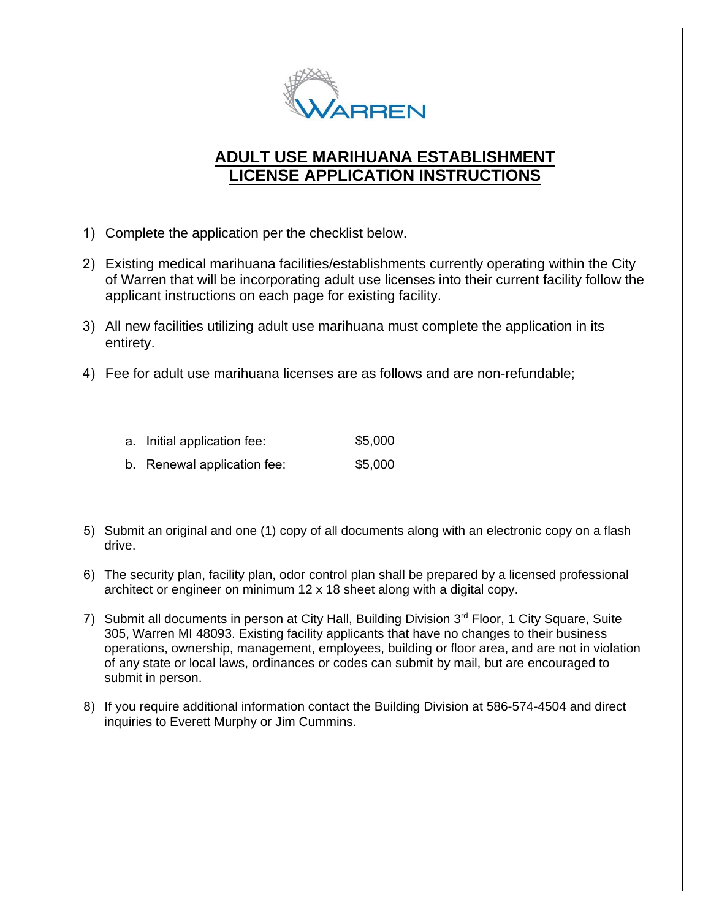# ADULT USE MARIHUANA ESTABLISHMENT LICENSE APPLICATION INSTRUCTIONS

1) Complete the application per the checklist below.
2) Existing medical marihuana facilities/establishments currently operating within the City of Warren that will be incorporating adult use licenses into their current facility follow the applicant instructions on each page for existing facility.
3) All new facilities utilizing adult use marihuana must complete the application in its entirety.
4) Fee for adult use marihuana licenses are as follows and are non-refundable;

    a. Initial application fee: $5,000
    b. Renewal application fee: $5,000

5) Submit an original and one (1) copy of all documents along with an electronic copy on a flash drive.
6) The security plan, facility plan, odor control plan shall be prepared by a licensed professional architect or engineer on minimum 12 x 18 sheet along with a digital copy.
7) Submit all documents in person at City Hall, Building Division 3rd Floor, 1 City Square, Suite 305, Warren MI 48093. Existing facility applicants that have no changes to their business operations, ownership, management, employees, building or floor area, and are not in violation of any state or local laws, ordinances or codes can submit by mail, but are encouraged to submit in person.
8) If you require additional information contact the Building Division at 586-574-4504 and direct inquiries to Everett Murphy or Jim Cummins.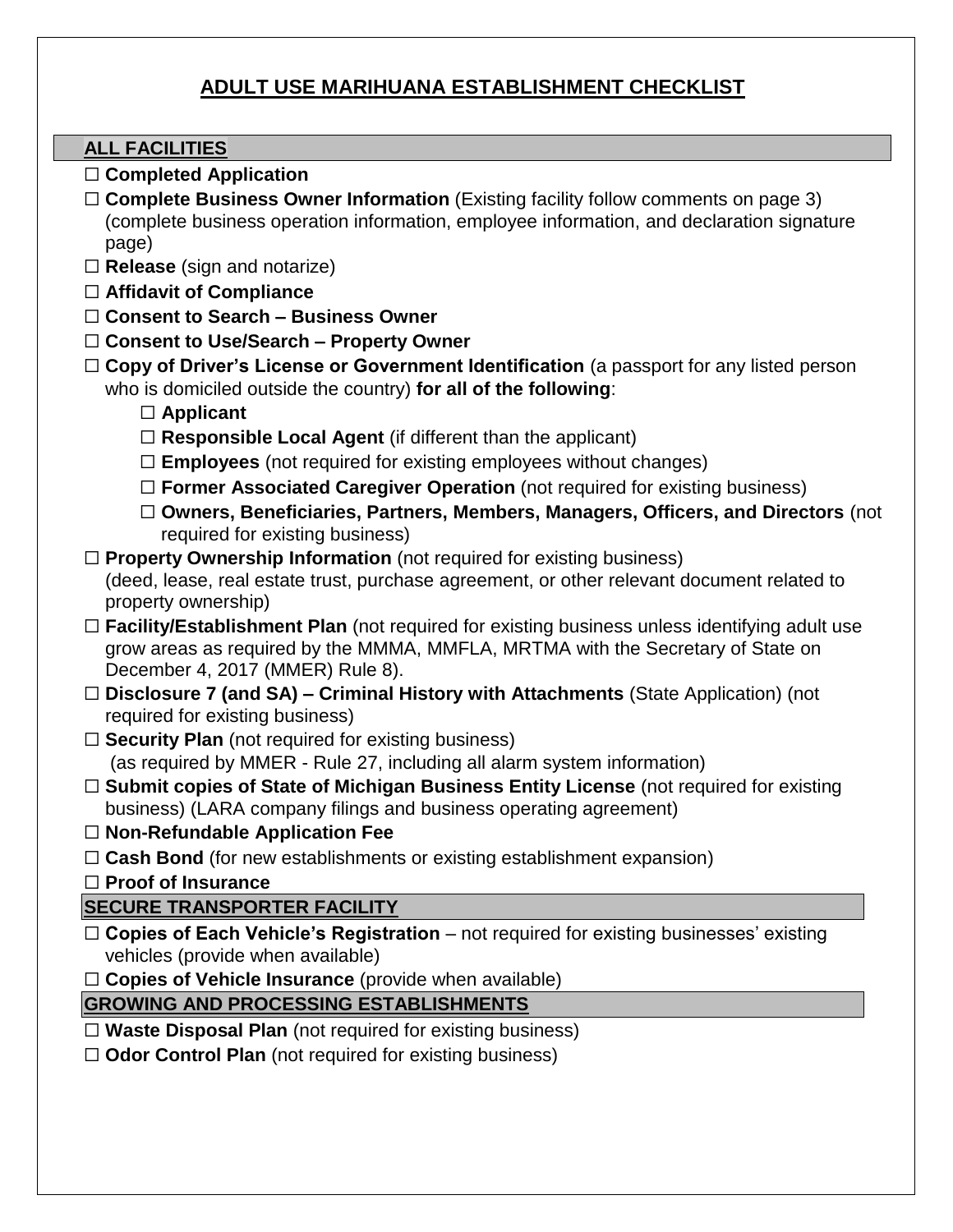# ADULT USE MARIHUANA ESTABLISHMENT CHECKLIST

## ALL FACILITIES

- ☐ **Completed Application**
- ☐ **Complete Business Owner Information** (Existing facility follow comments on page 3) (complete business operation information, employee information, and declaration signature page)
- ☐ **Release** (sign and notarize)
- ☐ **Affidavit of Compliance**
- ☐ **Consent to Search – Business Owner**
- ☐ **Consent to Use/Search – Property Owner**
- ☐ **Copy of Driver's License or Government Identification** (a passport for any listed person who is domiciled outside the country) **for all of the following**:
  - ☐ **Applicant**
  - ☐ **Responsible Local Agent** (if different than the applicant)
  - ☐ **Employees** (not required for existing employees without changes)
  - ☐ **Former Associated Caregiver Operation** (not required for existing business)
  - ☐ **Owners, Beneficiaries, Partners, Members, Managers, Officers, and Directors** (not required for existing business)
- ☐ **Property Ownership Information** (not required for existing business) (deed, lease, real estate trust, purchase agreement, or other relevant document related to property ownership)
- ☐ **Facility/Establishment Plan** (not required for existing business unless identifying adult use grow areas as required by the MMMA, MMFLA, MRTMA with the Secretary of State on December 4, 2017 (MMER) Rule 8).
- ☐ **Disclosure 7 (and SA) – Criminal History with Attachments** (State Application) (not required for existing business)
- ☐ **Security Plan** (not required for existing business) (as required by MMER - Rule 27, including all alarm system information)
- ☐ **Submit copies of State of Michigan Business Entity License** (not required for existing business) (LARA company filings and business operating agreement)
- ☐ **Non-Refundable Application Fee**
- ☐ **Cash Bond** (for new establishments or existing establishment expansion)
- ☐ **Proof of Insurance**

## SECURE TRANSPORTER FACILITY

- ☐ **Copies of Each Vehicle's Registration** – not required for existing businesses' existing vehicles (provide when available)
- ☐ **Copies of Vehicle Insurance** (provide when available)

## GROWING AND PROCESSING ESTABLISHMENTS

- ☐ **Waste Disposal Plan** (not required for existing business)
- ☐ **Odor Control Plan** (not required for existing business)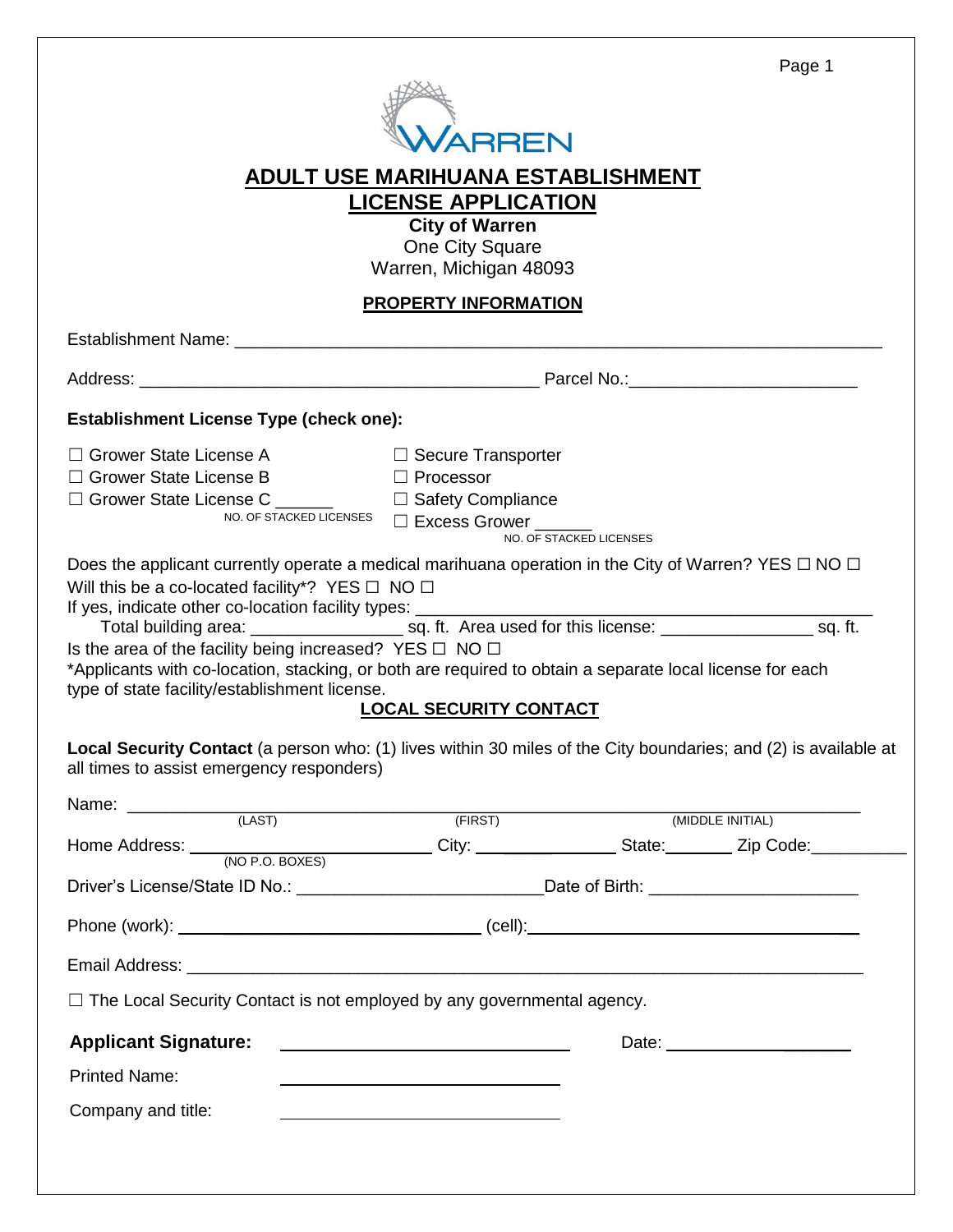# ADULT USE MARIHUANA ESTABLISHMENT LICENSE APPLICATION

**City of Warren**
One City Square
Warren, Michigan 48093

## PROPERTY INFORMATION

Establishment Name: ____________________________________________

Address: ______________________________ Parcel No.: ________________

**Establishment License Type (check one):**

☐ Grower State License A
☐ Grower State License B
☐ Grower State License C ______ NO. OF STACKED LICENSES
☐ Secure Transporter
☐ Processor
☐ Safety Compliance
☐ Excess Grower ______ NO. OF STACKED LICENSES

Does the applicant currently operate a medical marihuana operation in the City of Warren? YES ☐ NO ☐

Will this be a co-located facility*? YES ☐ NO ☐

If yes, indicate other co-location facility types: ______________________________

Total building area: ________________ sq. ft. Area used for this license: ________________ sq. ft.

Is the area of the facility being increased? YES ☐ NO ☐

*Applicants with co-location, stacking, or both are required to obtain a separate local license for each type of state facility/establishment license.

## LOCAL SECURITY CONTACT

**Local Security Contact** (a person who: (1) lives within 30 miles of the City boundaries; and (2) is available at all times to assist emergency responders)

Name: ____________________ (LAST) ____________________ (FIRST) ____________________ (MIDDLE INITIAL)

Home Address: ____________________ (NO P.O. BOXES) City: ______________ State: _______ Zip Code: __________

Driver's License/State ID No.: ________________________ Date of Birth: ______________________

Phone (work): ______________________________ (cell): ______________________________

Email Address: ____________________________________________

☐ The Local Security Contact is not employed by any governmental agency.

**Applicant Signature:** ______________________________ Date: ____________________

Printed Name: ______________________________

Company and title: ______________________________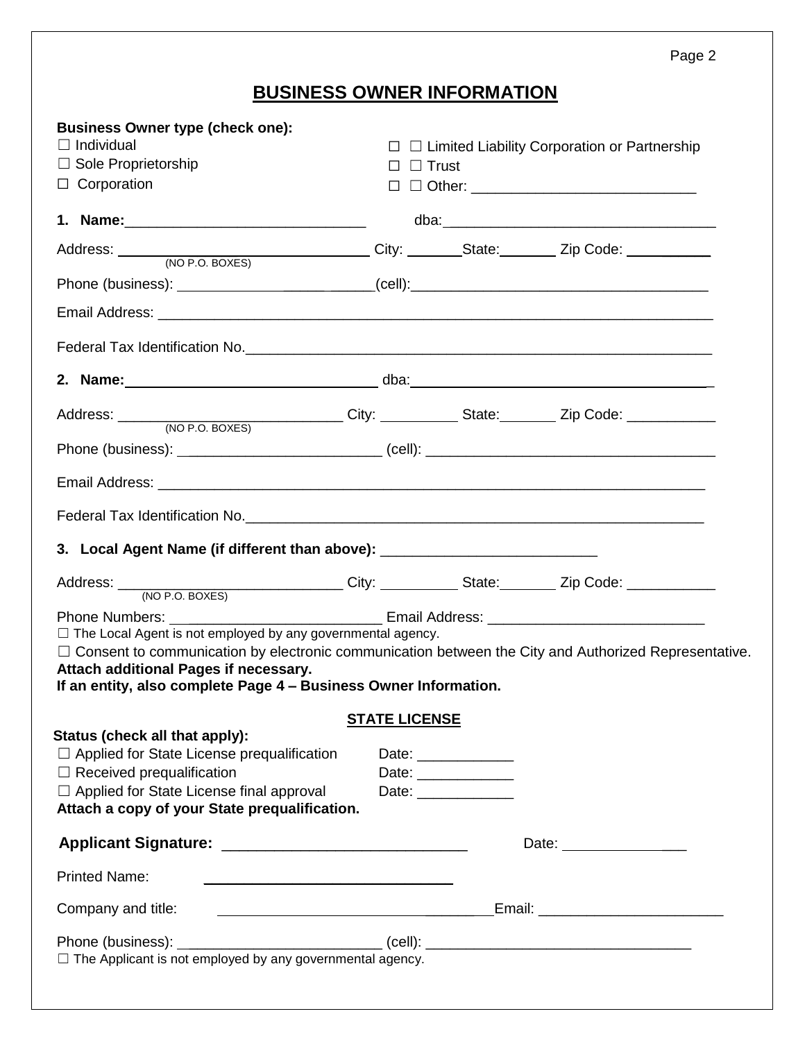# BUSINESS OWNER INFORMATION

**Business Owner type (check one):**

☐ Individual
☐ Sole Proprietorship
☐ Corporation
☐ ☐ Limited Liability Corporation or Partnership
☐ ☐ Trust
☐ ☐ Other: ___________________________

**1. Name:**_____________________________ dba:_________________________________

Address: _______________________________ City: _______State:_______ Zip Code: ___________
(NO P.O. BOXES)

Phone (business): _________________________(cell):___________________________________

Email Address: _____________________________________________________________________

Federal Tax Identification No.__________________________________________________________

**2. Name:**_______________________________ dba:___________________________________

Address: ___________________________ City: __________ State:_______ Zip Code: ___________
(NO P.O. BOXES)

Phone (business): ________________________ (cell): ___________________________________

Email Address: ____________________________________________________________________

Federal Tax Identification No._________________________________________________________

**3. Local Agent Name (if different than above):** __________________________

Address: ___________________________ City: __________ State:_______ Zip Code: ___________
(NO P.O. BOXES)

Phone Numbers: _________________________ Email Address: __________________________

☐ The Local Agent is not employed by any governmental agency.

☐ Consent to communication by electronic communication between the City and Authorized Representative.

**Attach additional Pages if necessary.**

**If an entity, also complete Page 4 – Business Owner Information.**

## STATE LICENSE

**Status (check all that apply):**

☐ Applied for State License prequalification Date: ____________

☐ Received prequalification Date: ____________

☐ Applied for State License final approval Date: ____________

**Attach a copy of your State prequalification.**

**Applicant Signature:** ____________________________ Date: _______________

Printed Name: ______________________________

Company and title: _________________________________Email: ______________________

Phone (business): _________________________ (cell): ________________________________

☐ The Applicant is not employed by any governmental agency.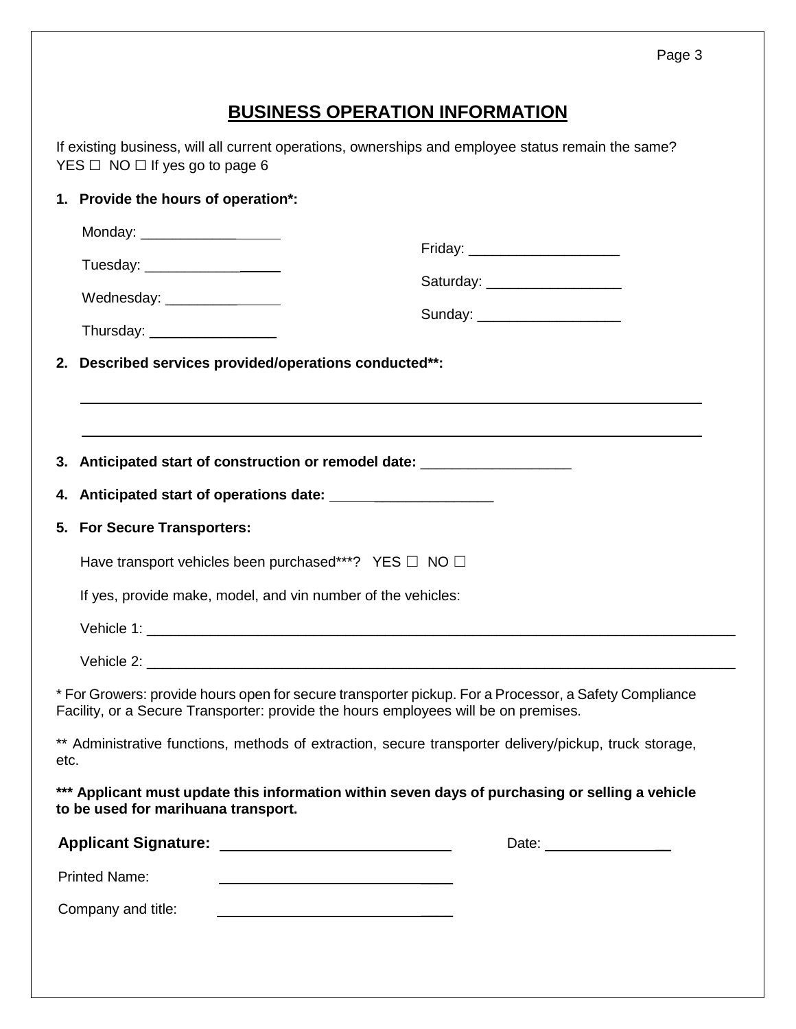## BUSINESS OPERATION INFORMATION

If existing business, will all current operations, ownerships and employee status remain the same? YES ☐ NO ☐ If yes go to page 6

**1. Provide the hours of operation*:**

Monday: ________________

Tuesday: ________________

Wednesday: ________________

Thursday: ________________

Friday: ________________

Saturday: ________________

Sunday: ________________

**2. Described services provided/operations conducted**:**

________________________________________________________________

________________________________________________________________

**3. Anticipated start of construction or remodel date:** ________________

**4. Anticipated start of operations date:** ________________

**5. For Secure Transporters:**

Have transport vehicles been purchased***? YES ☐ NO ☐

If yes, provide make, model, and vin number of the vehicles:

Vehicle 1: ________________________________________________________________

Vehicle 2: ________________________________________________________________

* For Growers: provide hours open for secure transporter pickup. For a Processor, a Safety Compliance Facility, or a Secure Transporter: provide the hours employees will be on premises.

** Administrative functions, methods of extraction, secure transporter delivery/pickup, truck storage, etc.

**\*\*\* Applicant must update this information within seven days of purchasing or selling a vehicle to be used for marihuana transport.**

**Applicant Signature:** ________________________ Date: ________________

Printed Name: ________________________

Company and title: ________________________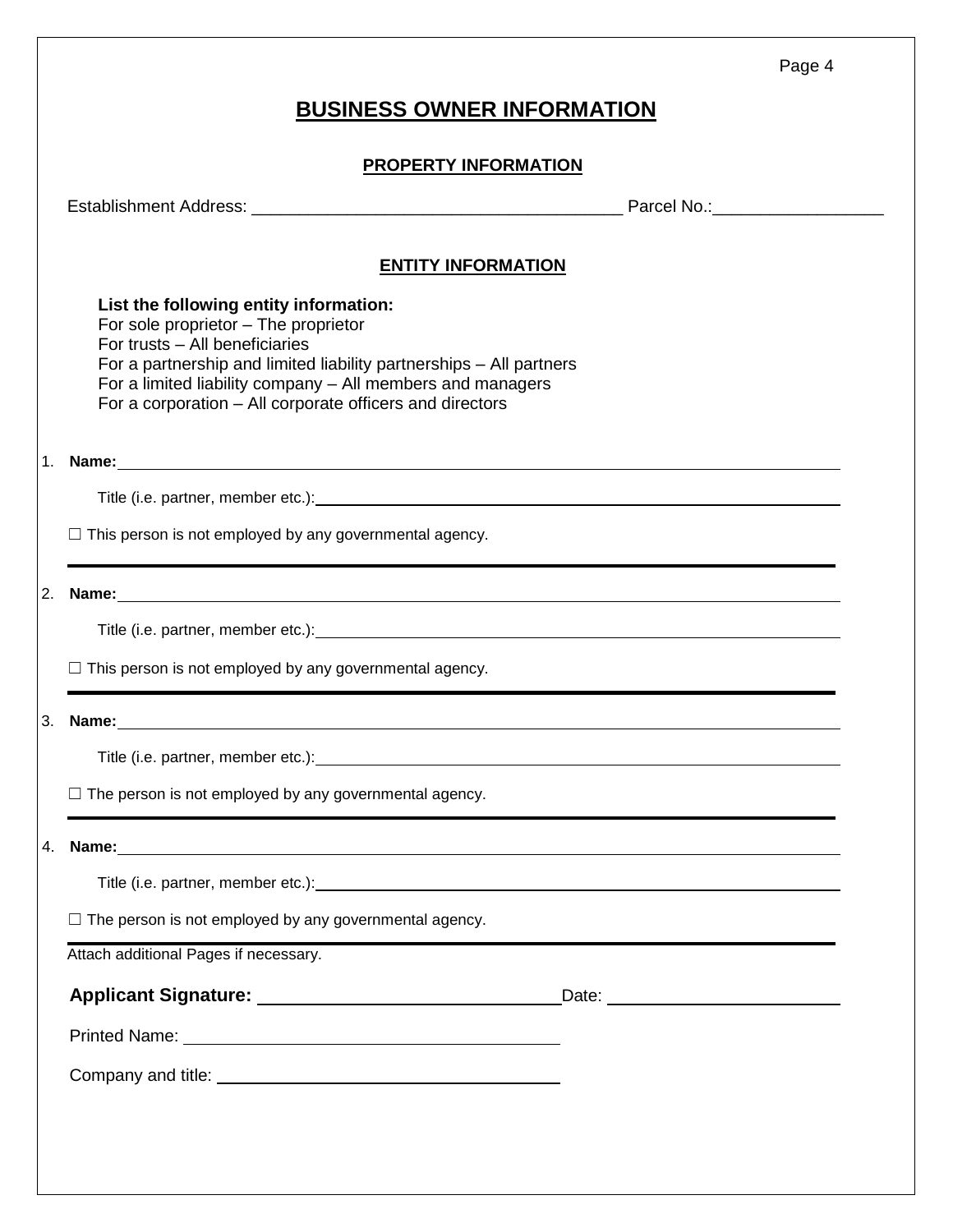# BUSINESS OWNER INFORMATION

## PROPERTY INFORMATION

Establishment Address: ______________________________________ Parcel No.:_________________

## ENTITY INFORMATION

**List the following entity information:**
For sole proprietor – The proprietor
For trusts – All beneficiaries
For a partnership and limited liability partnerships – All partners
For a limited liability company – All members and managers
For a corporation – All corporate officers and directors

1. **Name:** ______________________________________________________________

   Title (i.e. partner, member etc.): ______________________________________________

   ☐ This person is not employed by any governmental agency.

---

2. **Name:** ______________________________________________________________

   Title (i.e. partner, member etc.): ______________________________________________

   ☐ This person is not employed by any governmental agency.

---

3. **Name:** ______________________________________________________________

   Title (i.e. partner, member etc.): ______________________________________________

   ☐ The person is not employed by any governmental agency.

---

4. **Name:** ______________________________________________________________

   Title (i.e. partner, member etc.): ______________________________________________

   ☐ The person is not employed by any governmental agency.

---

Attach additional Pages if necessary.

**Applicant Signature:** ______________________________ Date: ______________________

Printed Name: ______________________________________

Company and title: ___________________________________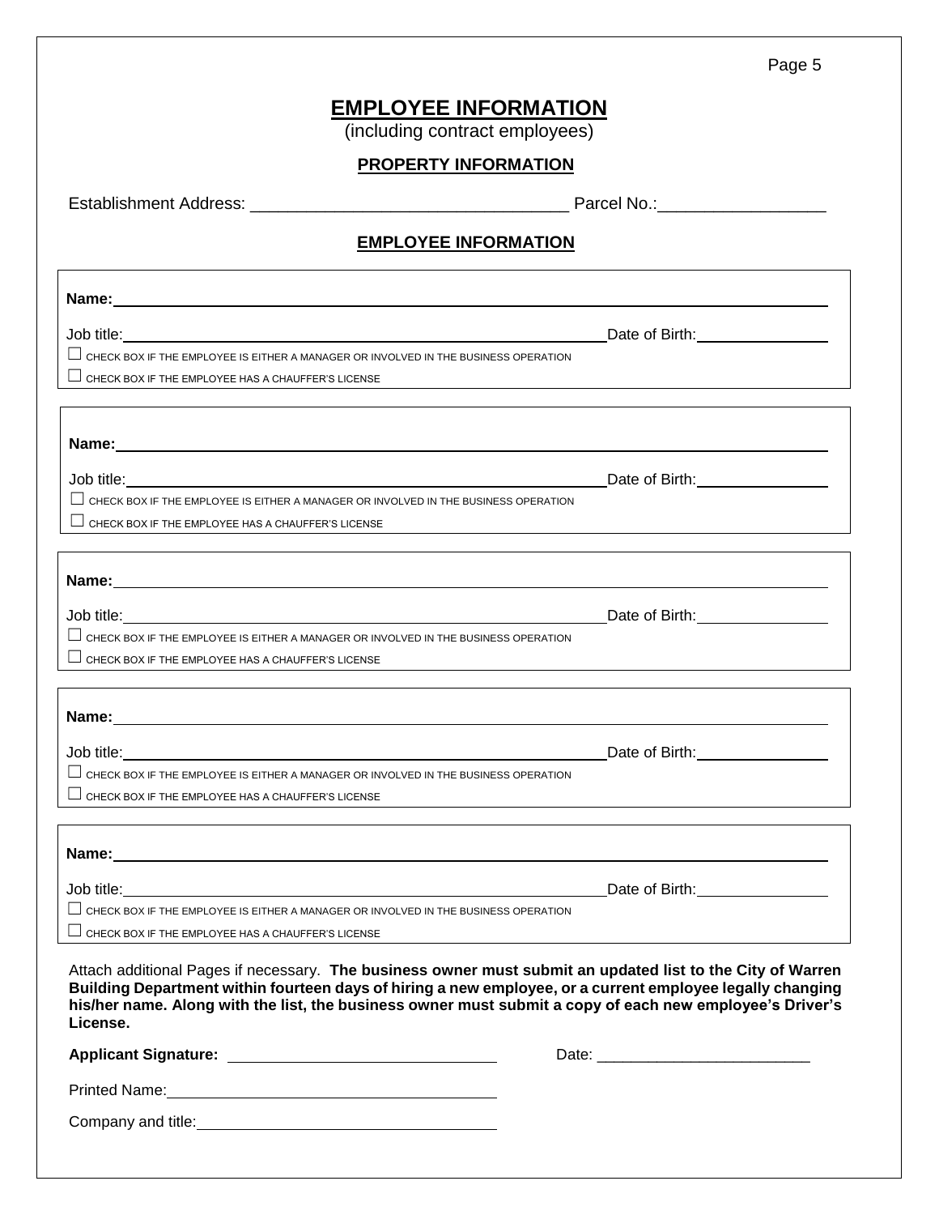# EMPLOYEE INFORMATION

(including contract employees)

## PROPERTY INFORMATION

Establishment Address: _________________________________ Parcel No.:_________________

## EMPLOYEE INFORMATION

**Name:** ______________________________________________________________________

Job title: _____________________________________________ Date of Birth: _______________

☐ CHECK BOX IF THE EMPLOYEE IS EITHER A MANAGER OR INVOLVED IN THE BUSINESS OPERATION

☐ CHECK BOX IF THE EMPLOYEE HAS A CHAUFFER'S LICENSE

---

**Name:** ______________________________________________________________________

Job title: _____________________________________________ Date of Birth: _______________

☐ CHECK BOX IF THE EMPLOYEE IS EITHER A MANAGER OR INVOLVED IN THE BUSINESS OPERATION

☐ CHECK BOX IF THE EMPLOYEE HAS A CHAUFFER'S LICENSE

---

**Name:** ______________________________________________________________________

Job title: _____________________________________________ Date of Birth: _______________

☐ CHECK BOX IF THE EMPLOYEE IS EITHER A MANAGER OR INVOLVED IN THE BUSINESS OPERATION

☐ CHECK BOX IF THE EMPLOYEE HAS A CHAUFFER'S LICENSE

---

**Name:** ______________________________________________________________________

Job title: _____________________________________________ Date of Birth: _______________

☐ CHECK BOX IF THE EMPLOYEE IS EITHER A MANAGER OR INVOLVED IN THE BUSINESS OPERATION

☐ CHECK BOX IF THE EMPLOYEE HAS A CHAUFFER'S LICENSE

---

**Name:** ______________________________________________________________________

Job title: _____________________________________________ Date of Birth: _______________

☐ CHECK BOX IF THE EMPLOYEE IS EITHER A MANAGER OR INVOLVED IN THE BUSINESS OPERATION

☐ CHECK BOX IF THE EMPLOYEE HAS A CHAUFFER'S LICENSE

---

Attach additional Pages if necessary. **The business owner must submit an updated list to the City of Warren Building Department within fourteen days of hiring a new employee, or a current employee legally changing his/her name. Along with the list, the business owner must submit a copy of each new employee's Driver's License.**

**Applicant Signature:** ______________________________ Date: _________________________

Printed Name: ______________________________________

Company and title: ___________________________________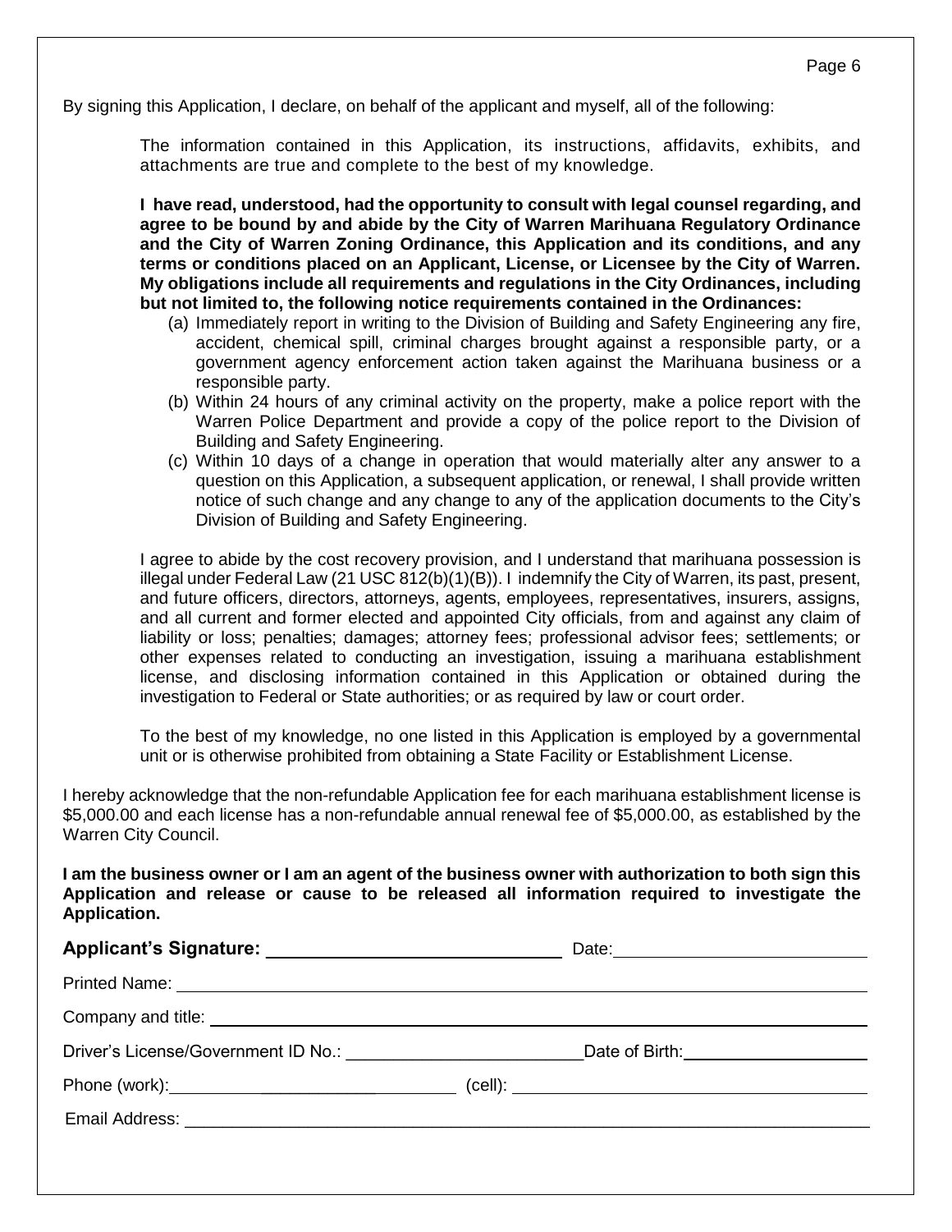By signing this Application, I declare, on behalf of the applicant and myself, all of the following:

The information contained in this Application, its instructions, affidavits, exhibits, and attachments are true and complete to the best of my knowledge.

**I have read, understood, had the opportunity to consult with legal counsel regarding, and agree to be bound by and abide by the City of Warren Marihuana Regulatory Ordinance and the City of Warren Zoning Ordinance, this Application and its conditions, and any terms or conditions placed on an Applicant, License, or Licensee by the City of Warren. My obligations include all requirements and regulations in the City Ordinances, including but not limited to, the following notice requirements contained in the Ordinances:**

(a) Immediately report in writing to the Division of Building and Safety Engineering any fire, accident, chemical spill, criminal charges brought against a responsible party, or a government agency enforcement action taken against the Marihuana business or a responsible party.

(b) Within 24 hours of any criminal activity on the property, make a police report with the Warren Police Department and provide a copy of the police report to the Division of Building and Safety Engineering.

(c) Within 10 days of a change in operation that would materially alter any answer to a question on this Application, a subsequent application, or renewal, I shall provide written notice of such change and any change to any of the application documents to the City's Division of Building and Safety Engineering.

I agree to abide by the cost recovery provision, and I understand that marihuana possession is illegal under Federal Law (21 USC 812(b)(1)(B)). I indemnify the City of Warren, its past, present, and future officers, directors, attorneys, agents, employees, representatives, insurers, assigns, and all current and former elected and appointed City officials, from and against any claim of liability or loss; penalties; damages; attorney fees; professional advisor fees; settlements; or other expenses related to conducting an investigation, issuing a marihuana establishment license, and disclosing information contained in this Application or obtained during the investigation to Federal or State authorities; or as required by law or court order.

To the best of my knowledge, no one listed in this Application is employed by a governmental unit or is otherwise prohibited from obtaining a State Facility or Establishment License.

I hereby acknowledge that the non-refundable Application fee for each marihuana establishment license is $5,000.00 and each license has a non-refundable annual renewal fee of $5,000.00, as established by the Warren City Council.

**I am the business owner or I am an agent of the business owner with authorization to both sign this Application and release or cause to be released all information required to investigate the Application.**

**Applicant's Signature:** ______________________________ Date: ____________________________

Printed Name: ____________________________________________________________

Company and title: ________________________________________________________

Driver's License/Government ID No.: __________________________ Date of Birth: ____________________

Phone (work): ____________________________ (cell): ______________________________________

Email Address: ____________________________________________________________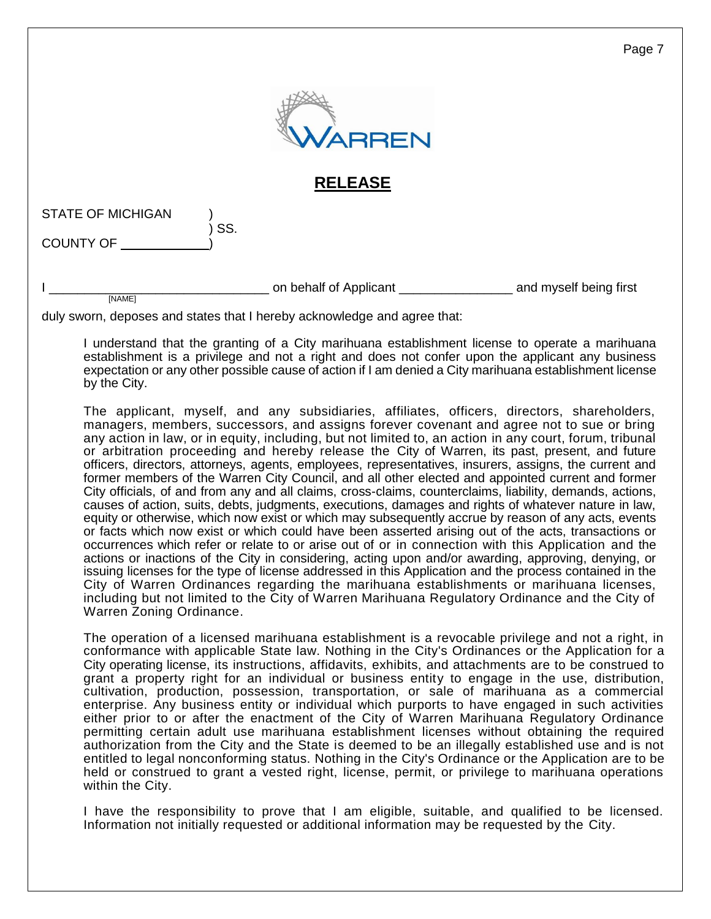WARREN

## RELEASE

STATE OF MICHIGAN )
) SS.
COUNTY OF ____________)

I ______________________________ on behalf of Applicant ________________ and myself being first
[NAME]

duly sworn, deposes and states that I hereby acknowledge and agree that:

I understand that the granting of a City marihuana establishment license to operate a marihuana establishment is a privilege and not a right and does not confer upon the applicant any business expectation or any other possible cause of action if I am denied a City marihuana establishment license by the City.

The applicant, myself, and any subsidiaries, affiliates, officers, directors, shareholders, managers, members, successors, and assigns forever covenant and agree not to sue or bring any action in law, or in equity, including, but not limited to, an action in any court, forum, tribunal or arbitration proceeding and hereby release the City of Warren, its past, present, and future officers, directors, attorneys, agents, employees, representatives, insurers, assigns, the current and former members of the Warren City Council, and all other elected and appointed current and former City officials, of and from any and all claims, cross-claims, counterclaims, liability, demands, actions, causes of action, suits, debts, judgments, executions, damages and rights of whatever nature in law, equity or otherwise, which now exist or which may subsequently accrue by reason of any acts, events or facts which now exist or which could have been asserted arising out of the acts, transactions or occurrences which refer or relate to or arise out of or in connection with this Application and the actions or inactions of the City in considering, acting upon and/or awarding, approving, denying, or issuing licenses for the type of license addressed in this Application and the process contained in the City of Warren Ordinances regarding the marihuana establishments or marihuana licenses, including but not limited to the City of Warren Marihuana Regulatory Ordinance and the City of Warren Zoning Ordinance.

The operation of a licensed marihuana establishment is a revocable privilege and not a right, in conformance with applicable State law. Nothing in the City's Ordinances or the Application for a City operating license, its instructions, affidavits, exhibits, and attachments are to be construed to grant a property right for an individual or business entity to engage in the use, distribution, cultivation, production, possession, transportation, or sale of marihuana as a commercial enterprise. Any business entity or individual which purports to have engaged in such activities either prior to or after the enactment of the City of Warren Marihuana Regulatory Ordinance permitting certain adult use marihuana establishment licenses without obtaining the required authorization from the City and the State is deemed to be an illegally established use and is not entitled to legal nonconforming status. Nothing in the City's Ordinance or the Application are to be held or construed to grant a vested right, license, permit, or privilege to marihuana operations within the City.

I have the responsibility to prove that I am eligible, suitable, and qualified to be licensed. Information not initially requested or additional information may be requested by the City.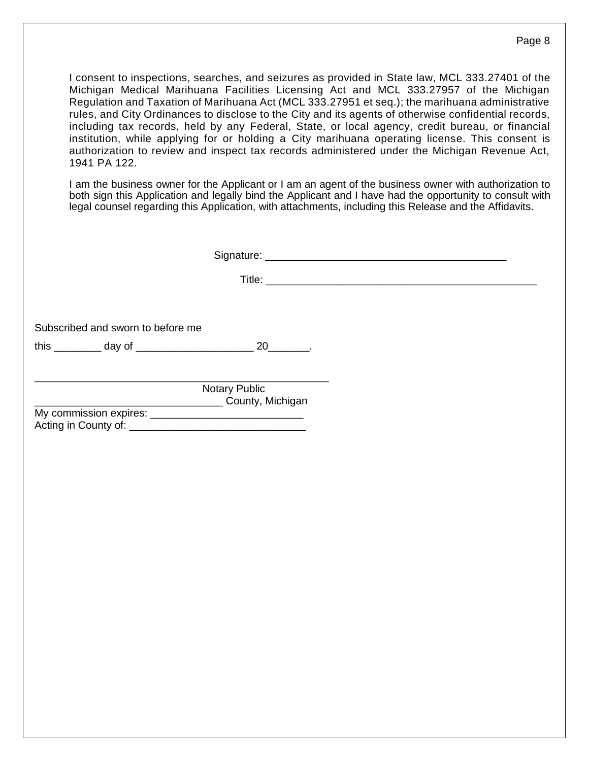I consent to inspections, searches, and seizures as provided in State law, MCL 333.27401 of the Michigan Medical Marihuana Facilities Licensing Act and MCL 333.27957 of the Michigan Regulation and Taxation of Marihuana Act (MCL 333.27951 et seq.); the marihuana administrative rules, and City Ordinances to disclose to the City and its agents of otherwise confidential records, including tax records, held by any Federal, State, or local agency, credit bureau, or financial institution, while applying for or holding a City marihuana operating license. This consent is authorization to review and inspect tax records administered under the Michigan Revenue Act, 1941 PA 122.

I am the business owner for the Applicant or I am an agent of the business owner with authorization to both sign this Application and legally bind the Applicant and I have had the opportunity to consult with legal counsel regarding this Application, with attachments, including this Release and the Affidavits.

Signature: ________________________________________

Title: _____________________________________________

Subscribed and sworn to before me

this ________ day of ____________________ 20_______.

____________________________________________________
Notary Public
________________________________ County, Michigan
My commission expires: __________________________
Acting in County of: ______________________________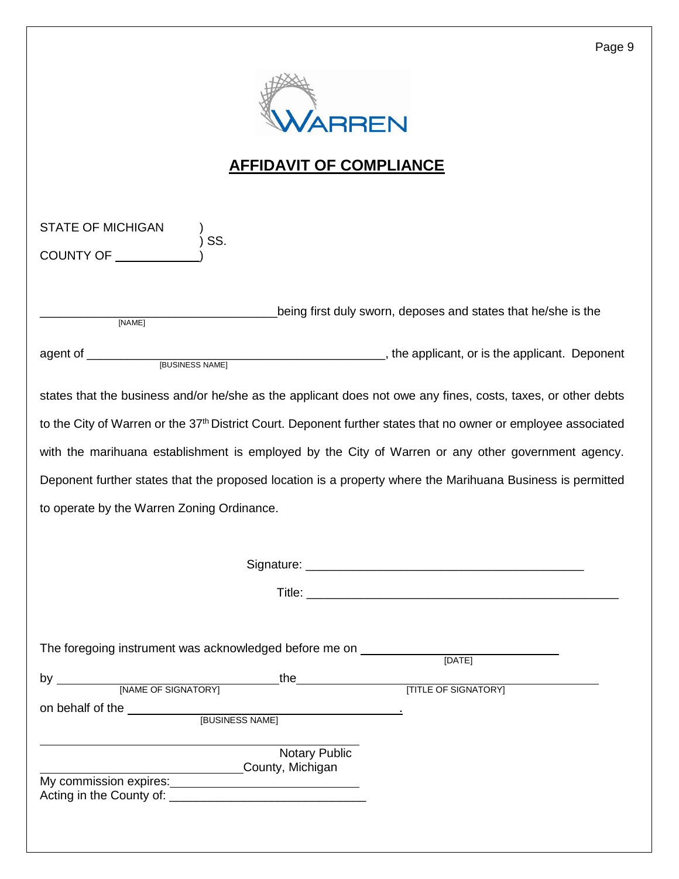WARREN

# AFFIDAVIT OF COMPLIANCE

STATE OF MICHIGAN )
) SS.
COUNTY OF ____________)

__________________________________ being first duly sworn, deposes and states that he/she is the
[NAME]

agent of _____________________________________________, the applicant, or is the applicant. Deponent
[BUSINESS NAME]

states that the business and/or he/she as the applicant does not owe any fines, costs, taxes, or other debts to the City of Warren or the 37th District Court. Deponent further states that no owner or employee associated with the marihuana establishment is employed by the City of Warren or any other government agency. Deponent further states that the proposed location is a property where the Marihuana Business is permitted to operate by the Warren Zoning Ordinance.

Signature: ________________________________________

Title: ______________________________________________

The foregoing instrument was acknowledged before me on ______________________________
[DATE]

by ______________________________ the ____________________________________________
[NAME OF SIGNATORY] [TITLE OF SIGNATORY]

on behalf of the ________________________________________.
[BUSINESS NAME]

_____________________________________________
Notary Public
______________________________ County, Michigan
My commission expires: ___________________________
Acting in the County of: ____________________________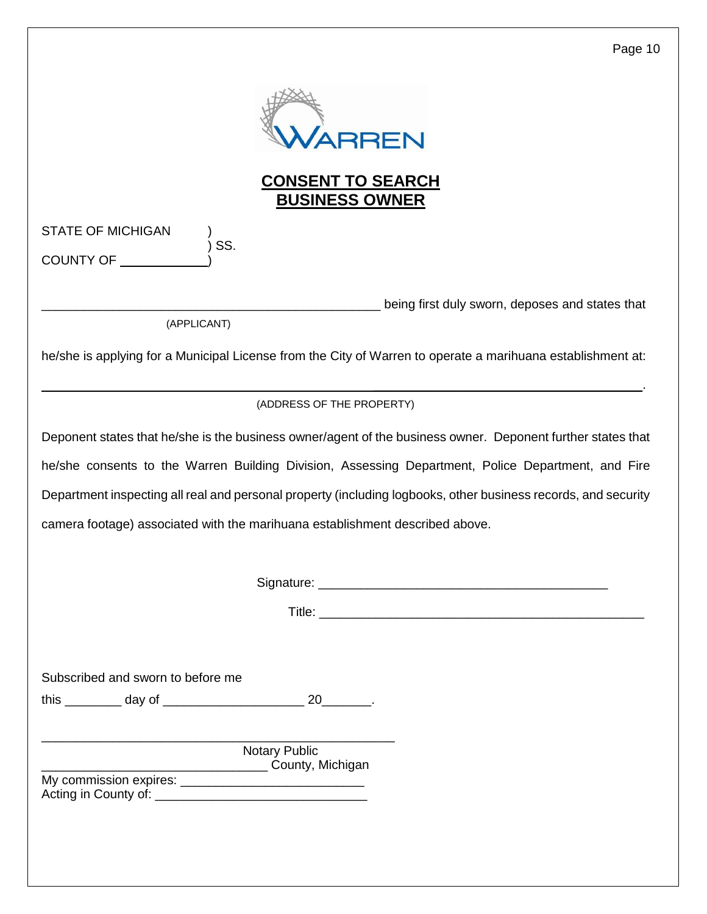# CONSENT TO SEARCH
# BUSINESS OWNER

STATE OF MICHIGAN )
) SS.
COUNTY OF ____________)

__________________________________________________ being first duly sworn, deposes and states that
(APPLICANT)

he/she is applying for a Municipal License from the City of Warren to operate a marihuana establishment at:

__________________________________________________________________________________.
(ADDRESS OF THE PROPERTY)

Deponent states that he/she is the business owner/agent of the business owner. Deponent further states that he/she consents to the Warren Building Division, Assessing Department, Police Department, and Fire Department inspecting all real and personal property (including logbooks, other business records, and security camera footage) associated with the marihuana establishment described above.

Signature: __________________________________________

Title: ______________________________________________

Subscribed and sworn to before me

this ________ day of ___________________ 20_______.

__________________________________________________
Notary Public
_______________________________ County, Michigan
My commission expires: __________________________
Acting in County of: ______________________________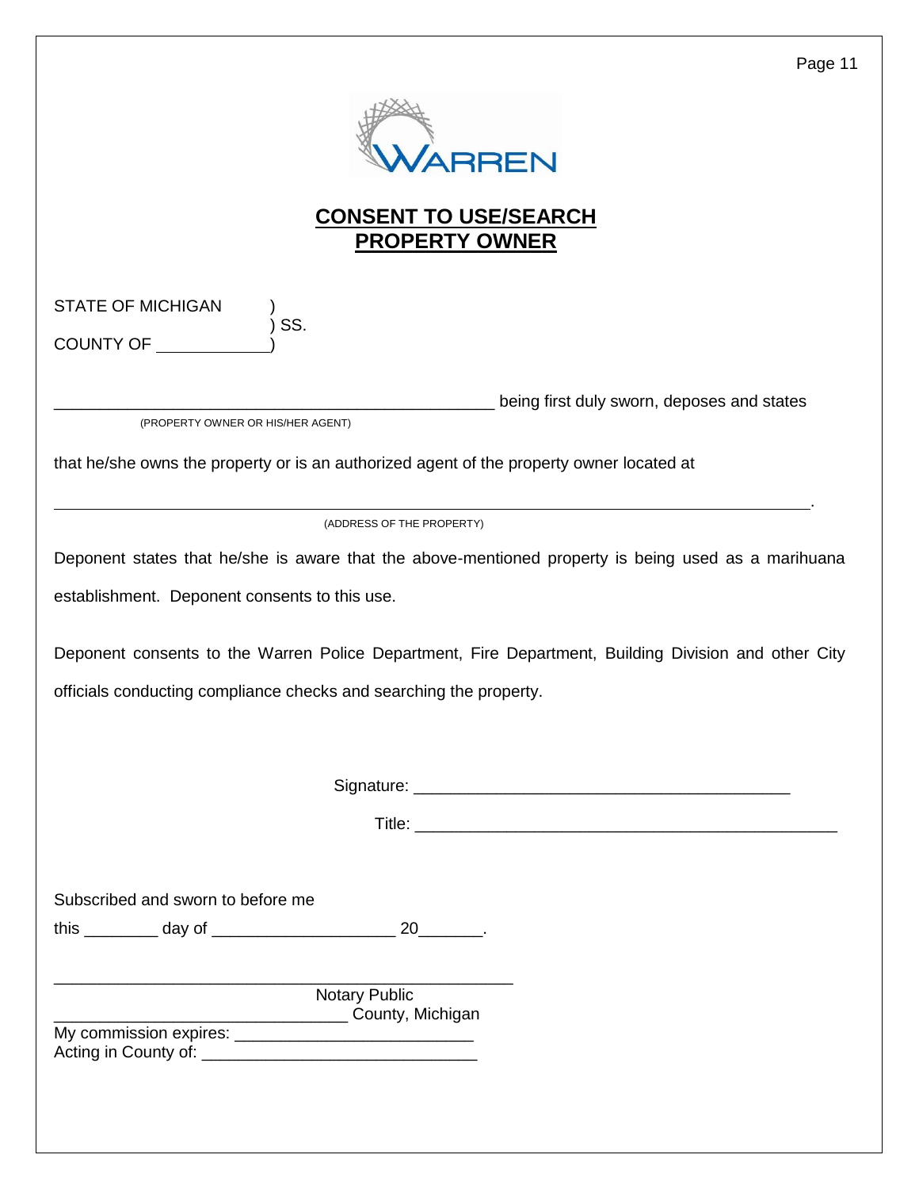WARREN

# CONSENT TO USE/SEARCH
# PROPERTY OWNER

STATE OF MICHIGAN )
) SS.
COUNTY OF ____________)

_________________________________________________ being first duly sworn, deposes and states
(PROPERTY OWNER OR HIS/HER AGENT)

that he/she owns the property or is an authorized agent of the property owner located at

_________________________________________________________________________________.
(ADDRESS OF THE PROPERTY)

Deponent states that he/she is aware that the above-mentioned property is being used as a marihuana establishment. Deponent consents to this use.

Deponent consents to the Warren Police Department, Fire Department, Building Division and other City officials conducting compliance checks and searching the property.

Signature: _________________________________________

Title: ______________________________________________

Subscribed and sworn to before me

this ________ day of ___________________ 20_______.

_____________________________________________________
Notary Public
________________________________ County, Michigan
My commission expires: __________________________
Acting in County of: _____________________________